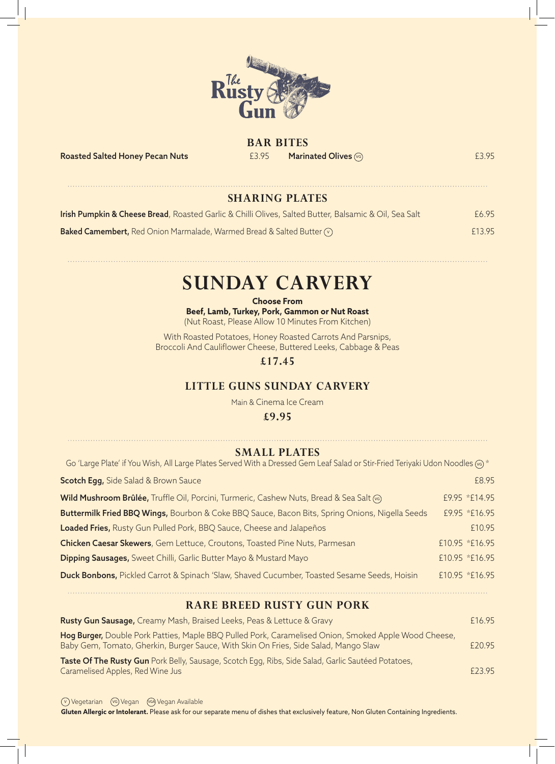# The Rusty Gun

## BAR BITES

**Roasted Salted Honey Pecan Nuts** £3.95

**Marinated Olives** (VG) £3.95

## SHARING PLATES

**Irish Pumpkin & Cheese Bread**, Roasted Garlic & Chilli Olives, Salted Butter, Balsamic & Oil, Sea Salt £6.95

**Baked Camembert,** Red Onion Marmalade, Warmed Bread & Salted Butter (V) £13.95

# SUNDAY CARVERY

**Choose From**
**Beef, Lamb, Turkey, Pork, Gammon or Nut Roast**
(Nut Roast, Please Allow 10 Minutes From Kitchen)

With Roasted Potatoes, Honey Roasted Carrots And Parsnips,
Broccoli And Cauliflower Cheese, Buttered Leeks, Cabbage & Peas

**£17.45**

## LITTLE GUNS SUNDAY CARVERY

Main & Cinema Ice Cream

**£9.95**

## SMALL PLATES

Go 'Large Plate' if You Wish, All Large Plates Served With a Dressed Gem Leaf Salad or Stir-Fried Teriyaki Udon Noodles (VG) *

**Scotch Egg,** Side Salad & Brown Sauce £8.95

**Wild Mushroom Brûlée,** Truffle Oil, Porcini, Turmeric, Cashew Nuts, Bread & Sea Salt (VG) £9.95 *£14.95

**Buttermilk Fried BBQ Wings,** Bourbon & Coke BBQ Sauce, Bacon Bits, Spring Onions, Nigella Seeds £9.95 *£16.95

**Loaded Fries,** Rusty Gun Pulled Pork, BBQ Sauce, Cheese and Jalapeños £10.95

**Chicken Caesar Skewers**, Gem Lettuce, Croutons, Toasted Pine Nuts, Parmesan £10.95 *£16.95

**Dipping Sausages,** Sweet Chilli, Garlic Butter Mayo & Mustard Mayo £10.95 *£16.95

**Duck Bonbons,** Pickled Carrot & Spinach 'Slaw, Shaved Cucumber, Toasted Sesame Seeds, Hoisin £10.95 *£16.95

## RARE BREED RUSTY GUN PORK

**Rusty Gun Sausage,** Creamy Mash, Braised Leeks, Peas & Lettuce & Gravy £16.95

**Hog Burger,** Double Pork Patties, Maple BBQ Pulled Pork, Caramelised Onion, Smoked Apple Wood Cheese, Baby Gem, Tomato, Gherkin, Burger Sauce, With Skin On Fries, Side Salad, Mango Slaw £20.95

**Taste Of The Rusty Gun** Pork Belly, Sausage, Scotch Egg, Ribs, Side Salad, Garlic Sautéed Potatoes, Caramelised Apples, Red Wine Jus £23.95

(V) Vegetarian (VG) Vegan (VGA) Vegan Available

**Gluten Allergic or Intolerant.** Please ask for our separate menu of dishes that exclusively feature, Non Gluten Containing Ingredients.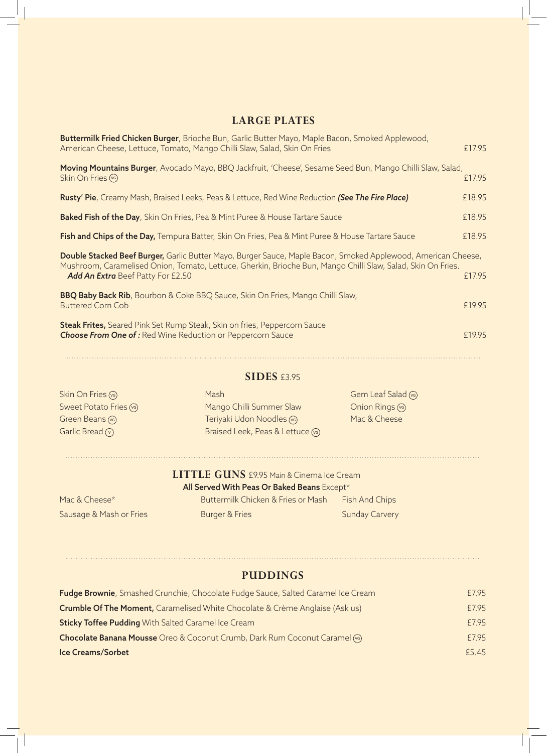## LARGE PLATES

**Buttermilk Fried Chicken Burger**, Brioche Bun, Garlic Butter Mayo, Maple Bacon, Smoked Applewood, American Cheese, Lettuce, Tomato, Mango Chilli Slaw, Salad, Skin On Fries — £17.95

**Moving Mountains Burger**, Avocado Mayo, BBQ Jackfruit, 'Cheese', Sesame Seed Bun, Mango Chilli Slaw, Salad, Skin On Fries (VG) — £17.95

**Rusty' Pie**, Creamy Mash, Braised Leeks, Peas & Lettuce, Red Wine Reduction ***(See The Fire Place)*** — £18.95

**Baked Fish of the Day**, Skin On Fries, Pea & Mint Puree & House Tartare Sauce — £18.95

**Fish and Chips of the Day,** Tempura Batter, Skin On Fries, Pea & Mint Puree & House Tartare Sauce — £18.95

**Double Stacked Beef Burger,** Garlic Butter Mayo, Burger Sauce, Maple Bacon, Smoked Applewood, American Cheese, Mushroom, Caramelised Onion, Tomato, Lettuce, Gherkin, Brioche Bun, Mango Chilli Slaw, Salad, Skin On Fries.
***Add An Extra*** Beef Patty For £2.50 — £17.95

**BBQ Baby Back Rib**, Bourbon & Coke BBQ Sauce, Skin On Fries, Mango Chilli Slaw, Buttered Corn Cob — £19.95

**Steak Frites,** Seared Pink Set Rump Steak, Skin on fries, Peppercorn Sauce
***Choose From One of :*** Red Wine Reduction or Peppercorn Sauce — £19.95

## SIDES £3.95

- Skin On Fries (VG)
- Sweet Potato Fries (VG)
- Green Beans (VG)
- Garlic Bread (V)
- Mash
- Mango Chilli Summer Slaw
- Teriyaki Udon Noodles (VG)
- Braised Leek, Peas & Lettuce (VG)
- Gem Leaf Salad (VG)
- Onion Rings (VG)
- Mac & Cheese

## LITTLE GUNS £9.95 Main & Cinema Ice Cream

**All Served With Peas Or Baked Beans** Except*

- Mac & Cheese*
- Sausage & Mash or Fries
- Buttermilk Chicken & Fries or Mash
- Burger & Fries
- Fish And Chips
- Sunday Carvery

## PUDDINGS

**Fudge Brownie**, Smashed Crunchie, Chocolate Fudge Sauce, Salted Caramel Ice Cream — £7.95

**Crumble Of The Moment,** Caramelised White Chocolate & Crème Anglaise (Ask us) — £7.95

**Sticky Toffee Pudding** With Salted Caramel Ice Cream — £7.95

**Chocolate Banana Mousse** Oreo & Coconut Crumb, Dark Rum Coconut Caramel (VG) — £7.95

**Ice Creams/Sorbet** — £5.45